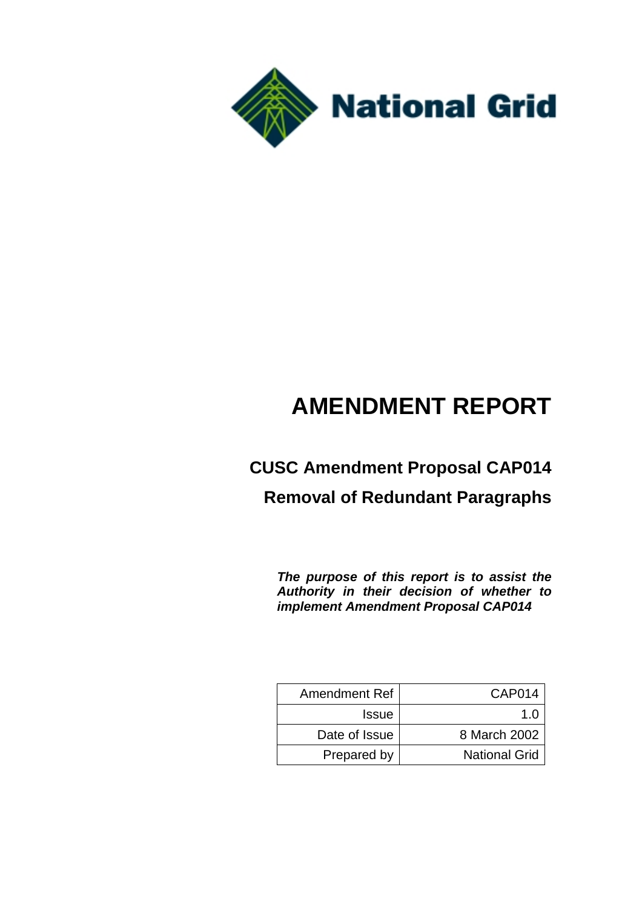National Grid

# AMENDMENT REPORT

## CUSC Amendment Proposal CAP014

## Removal of Redundant Paragraphs

***The purpose of this report is to assist the Authority in their decision of whether to implement Amendment Proposal CAP014***

| Amendment Ref | CAP014 |
|---|---|
| Issue | 1.0 |
| Date of Issue | 8 March 2002 |
| Prepared by | National Grid |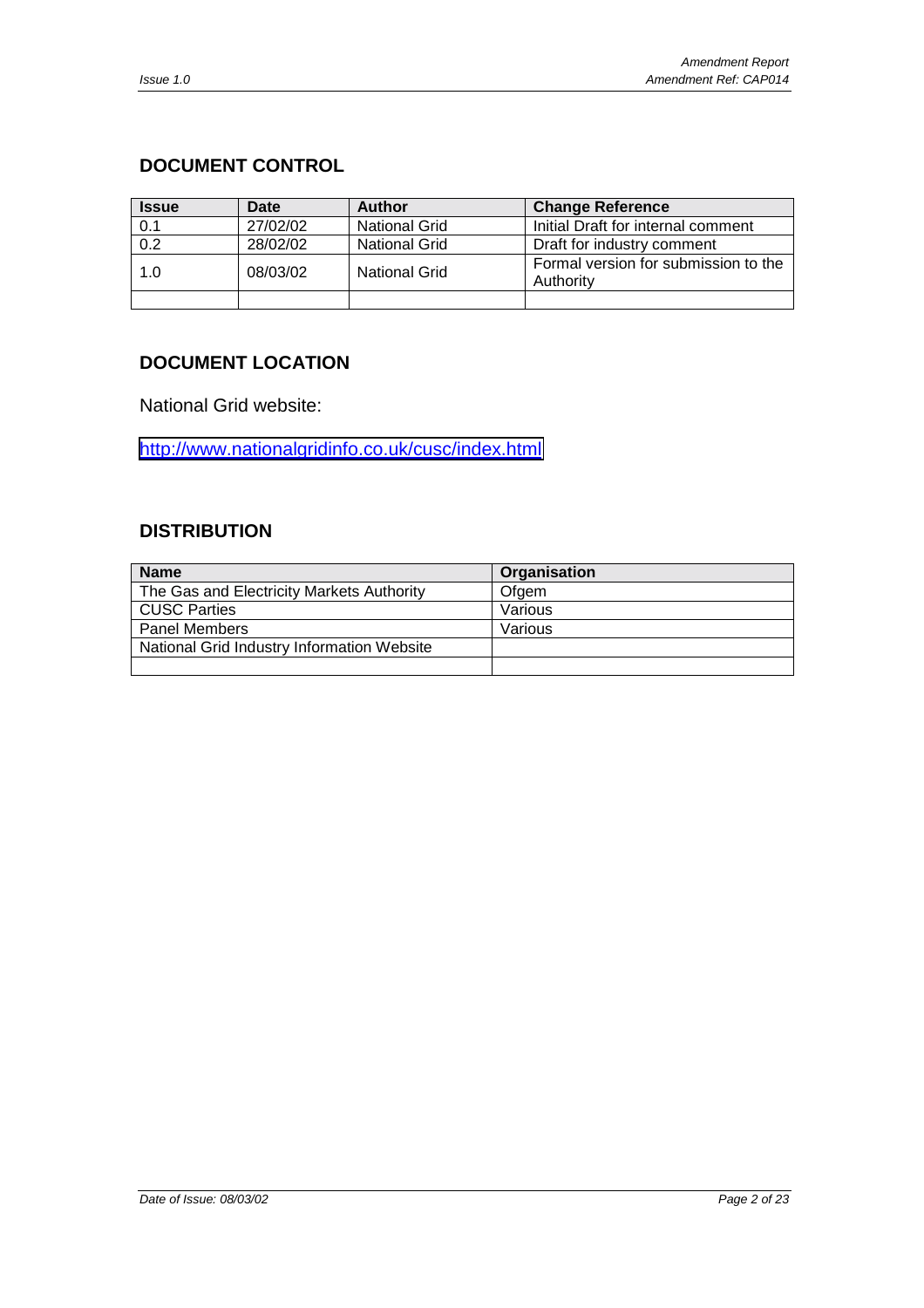## DOCUMENT CONTROL

| Issue | Date | Author | Change Reference |
|---|---|---|---|
| 0.1 | 27/02/02 | National Grid | Initial Draft for internal comment |
| 0.2 | 28/02/02 | National Grid | Draft for industry comment |
| 1.0 | 08/03/02 | National Grid | Formal version for submission to the Authority |
| | | | |

## DOCUMENT LOCATION

National Grid website:

http://www.nationalgridinfo.co.uk/cusc/index.html

## DISTRIBUTION

| Name | Organisation |
|---|---|
| The Gas and Electricity Markets Authority | Ofgem |
| CUSC Parties | Various |
| Panel Members | Various |
| National Grid Industry Information Website | |
| | |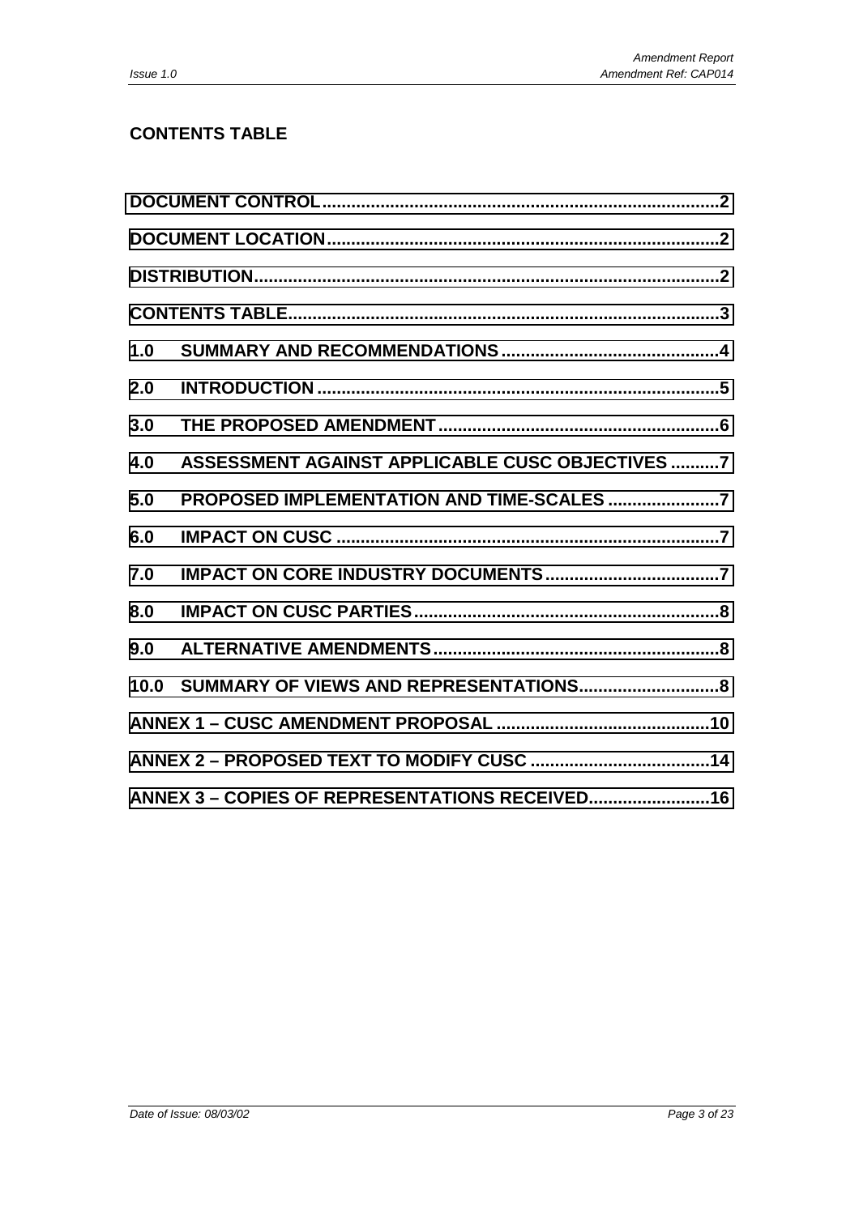## CONTENTS TABLE

DOCUMENT CONTROL....................................................................................2

DOCUMENT LOCATION...............................................................................2

DISTRIBUTION..............................................................................................2

CONTENTS TABLE.......................................................................................3

1.0 SUMMARY AND RECOMMENDATIONS............................................4

2.0 INTRODUCTION .................................................................................5

3.0 THE PROPOSED AMENDMENT.........................................................6

4.0 ASSESSMENT AGAINST APPLICABLE CUSC OBJECTIVES ..........7

5.0 PROPOSED IMPLEMENTATION AND TIME-SCALES ......................7

6.0 IMPACT ON CUSC ..............................................................................7

7.0 IMPACT ON CORE INDUSTRY DOCUMENTS....................................7

8.0 IMPACT ON CUSC PARTIES..............................................................8

9.0 ALTERNATIVE AMENDMENTS..........................................................8

10.0 SUMMARY OF VIEWS AND REPRESENTATIONS............................8

ANNEX 1 – CUSC AMENDMENT PROPOSAL ............................................10

ANNEX 2 – PROPOSED TEXT TO MODIFY CUSC .....................................14

ANNEX 3 – COPIES OF REPRESENTATIONS RECEIVED.........................16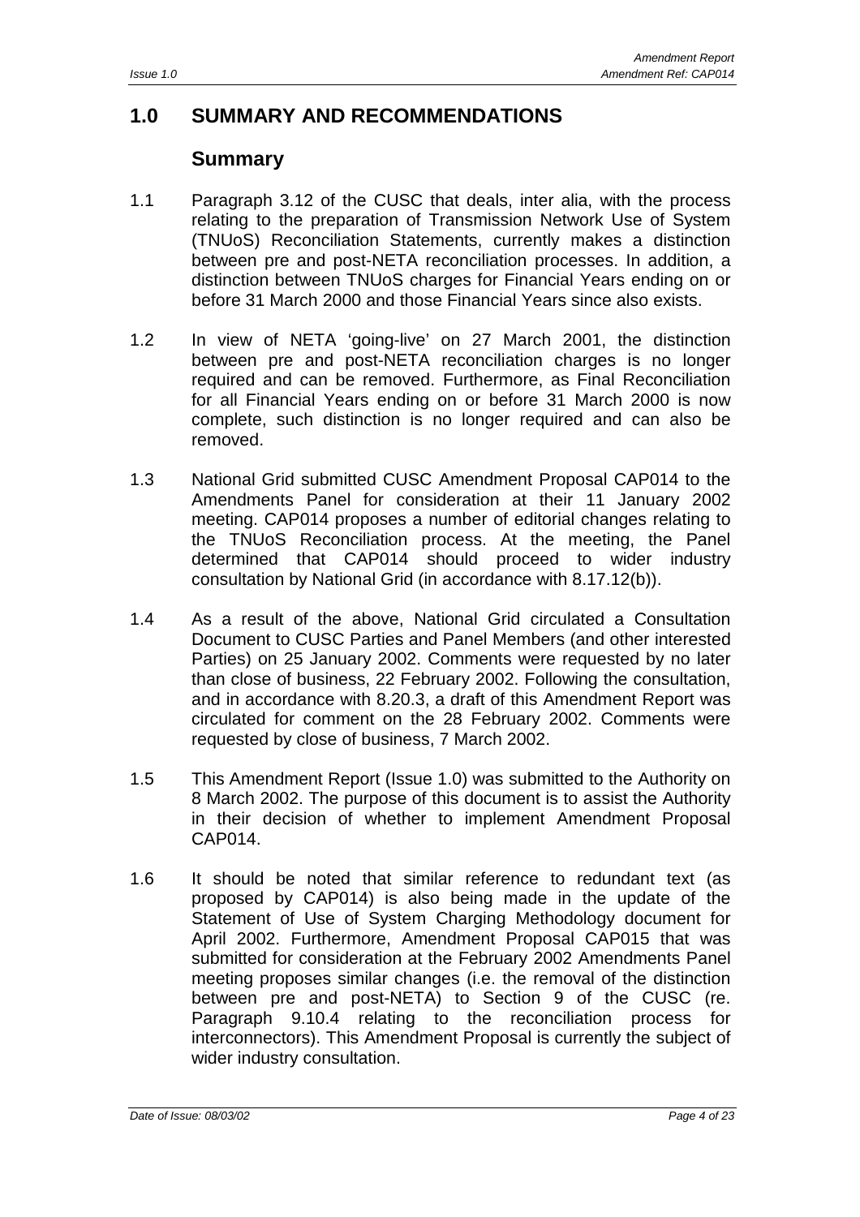# 1.0 SUMMARY AND RECOMMENDATIONS

## Summary

1.1 Paragraph 3.12 of the CUSC that deals, inter alia, with the process relating to the preparation of Transmission Network Use of System (TNUoS) Reconciliation Statements, currently makes a distinction between pre and post-NETA reconciliation processes. In addition, a distinction between TNUoS charges for Financial Years ending on or before 31 March 2000 and those Financial Years since also exists.

1.2 In view of NETA 'going-live' on 27 March 2001, the distinction between pre and post-NETA reconciliation charges is no longer required and can be removed. Furthermore, as Final Reconciliation for all Financial Years ending on or before 31 March 2000 is now complete, such distinction is no longer required and can also be removed.

1.3 National Grid submitted CUSC Amendment Proposal CAP014 to the Amendments Panel for consideration at their 11 January 2002 meeting. CAP014 proposes a number of editorial changes relating to the TNUoS Reconciliation process. At the meeting, the Panel determined that CAP014 should proceed to wider industry consultation by National Grid (in accordance with 8.17.12(b)).

1.4 As a result of the above, National Grid circulated a Consultation Document to CUSC Parties and Panel Members (and other interested Parties) on 25 January 2002. Comments were requested by no later than close of business, 22 February 2002. Following the consultation, and in accordance with 8.20.3, a draft of this Amendment Report was circulated for comment on the 28 February 2002. Comments were requested by close of business, 7 March 2002.

1.5 This Amendment Report (Issue 1.0) was submitted to the Authority on 8 March 2002. The purpose of this document is to assist the Authority in their decision of whether to implement Amendment Proposal CAP014.

1.6 It should be noted that similar reference to redundant text (as proposed by CAP014) is also being made in the update of the Statement of Use of System Charging Methodology document for April 2002. Furthermore, Amendment Proposal CAP015 that was submitted for consideration at the February 2002 Amendments Panel meeting proposes similar changes (i.e. the removal of the distinction between pre and post-NETA) to Section 9 of the CUSC (re. Paragraph 9.10.4 relating to the reconciliation process for interconnectors). This Amendment Proposal is currently the subject of wider industry consultation.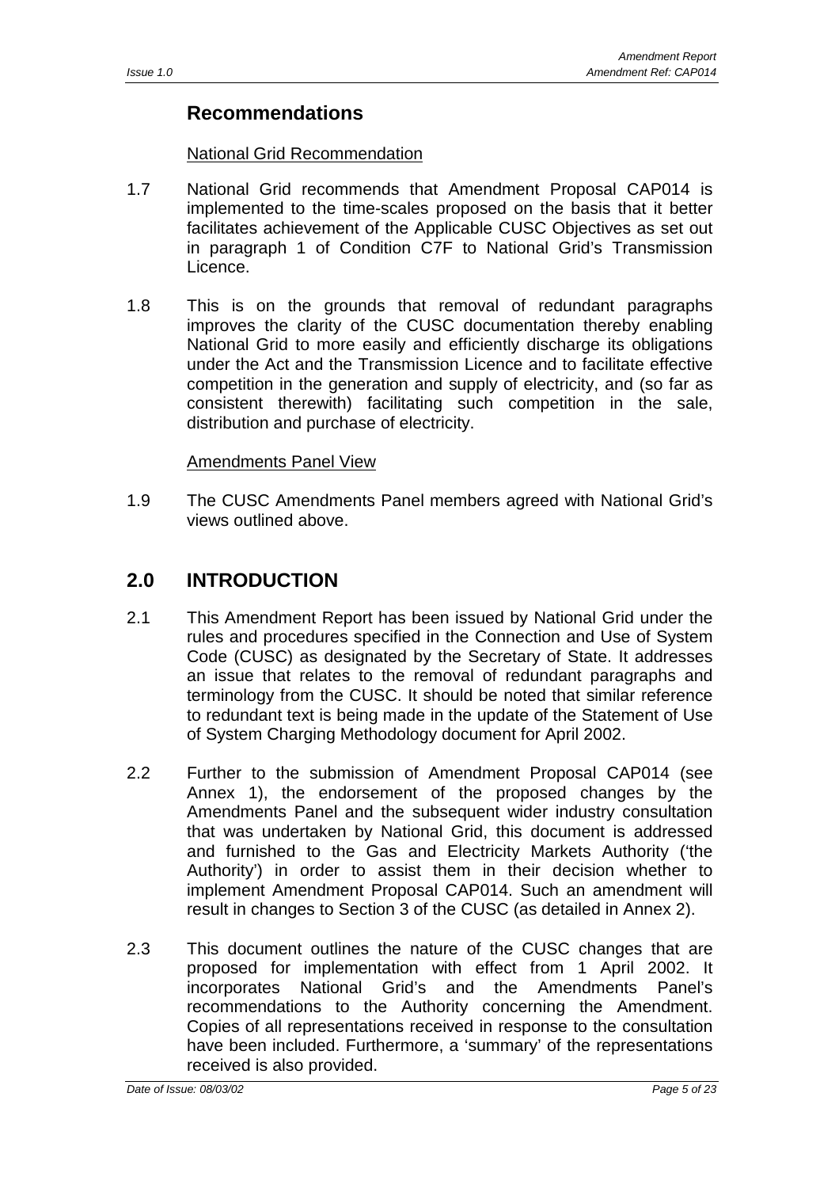## Recommendations

National Grid Recommendation

1.7 National Grid recommends that Amendment Proposal CAP014 is implemented to the time-scales proposed on the basis that it better facilitates achievement of the Applicable CUSC Objectives as set out in paragraph 1 of Condition C7F to National Grid's Transmission Licence.

1.8 This is on the grounds that removal of redundant paragraphs improves the clarity of the CUSC documentation thereby enabling National Grid to more easily and efficiently discharge its obligations under the Act and the Transmission Licence and to facilitate effective competition in the generation and supply of electricity, and (so far as consistent therewith) facilitating such competition in the sale, distribution and purchase of electricity.

Amendments Panel View

1.9 The CUSC Amendments Panel members agreed with National Grid's views outlined above.

## 2.0 INTRODUCTION

2.1 This Amendment Report has been issued by National Grid under the rules and procedures specified in the Connection and Use of System Code (CUSC) as designated by the Secretary of State. It addresses an issue that relates to the removal of redundant paragraphs and terminology from the CUSC. It should be noted that similar reference to redundant text is being made in the update of the Statement of Use of System Charging Methodology document for April 2002.

2.2 Further to the submission of Amendment Proposal CAP014 (see Annex 1), the endorsement of the proposed changes by the Amendments Panel and the subsequent wider industry consultation that was undertaken by National Grid, this document is addressed and furnished to the Gas and Electricity Markets Authority ('the Authority') in order to assist them in their decision whether to implement Amendment Proposal CAP014. Such an amendment will result in changes to Section 3 of the CUSC (as detailed in Annex 2).

2.3 This document outlines the nature of the CUSC changes that are proposed for implementation with effect from 1 April 2002. It incorporates National Grid's and the Amendments Panel's recommendations to the Authority concerning the Amendment. Copies of all representations received in response to the consultation have been included. Furthermore, a 'summary' of the representations received is also provided.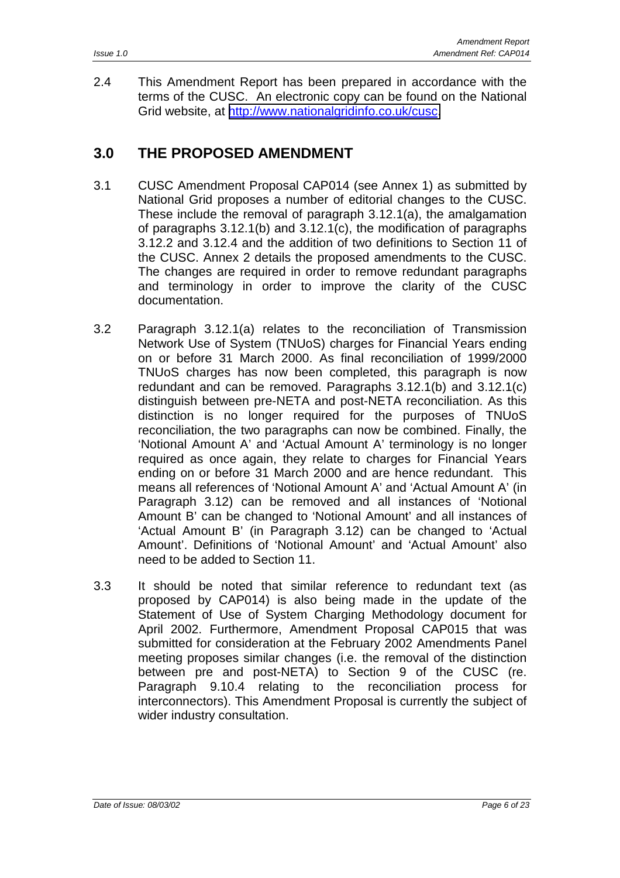2.4 This Amendment Report has been prepared in accordance with the terms of the CUSC. An electronic copy can be found on the National Grid website, at http://www.nationalgridinfo.co.uk/cusc.

## 3.0 THE PROPOSED AMENDMENT

3.1 CUSC Amendment Proposal CAP014 (see Annex 1) as submitted by National Grid proposes a number of editorial changes to the CUSC. These include the removal of paragraph 3.12.1(a), the amalgamation of paragraphs 3.12.1(b) and 3.12.1(c), the modification of paragraphs 3.12.2 and 3.12.4 and the addition of two definitions to Section 11 of the CUSC. Annex 2 details the proposed amendments to the CUSC. The changes are required in order to remove redundant paragraphs and terminology in order to improve the clarity of the CUSC documentation.

3.2 Paragraph 3.12.1(a) relates to the reconciliation of Transmission Network Use of System (TNUoS) charges for Financial Years ending on or before 31 March 2000. As final reconciliation of 1999/2000 TNUoS charges has now been completed, this paragraph is now redundant and can be removed. Paragraphs 3.12.1(b) and 3.12.1(c) distinguish between pre-NETA and post-NETA reconciliation. As this distinction is no longer required for the purposes of TNUoS reconciliation, the two paragraphs can now be combined. Finally, the 'Notional Amount A' and 'Actual Amount A' terminology is no longer required as once again, they relate to charges for Financial Years ending on or before 31 March 2000 and are hence redundant. This means all references of 'Notional Amount A' and 'Actual Amount A' (in Paragraph 3.12) can be removed and all instances of 'Notional Amount B' can be changed to 'Notional Amount' and all instances of 'Actual Amount B' (in Paragraph 3.12) can be changed to 'Actual Amount'. Definitions of 'Notional Amount' and 'Actual Amount' also need to be added to Section 11.

3.3 It should be noted that similar reference to redundant text (as proposed by CAP014) is also being made in the update of the Statement of Use of System Charging Methodology document for April 2002. Furthermore, Amendment Proposal CAP015 that was submitted for consideration at the February 2002 Amendments Panel meeting proposes similar changes (i.e. the removal of the distinction between pre and post-NETA) to Section 9 of the CUSC (re. Paragraph 9.10.4 relating to the reconciliation process for interconnectors). This Amendment Proposal is currently the subject of wider industry consultation.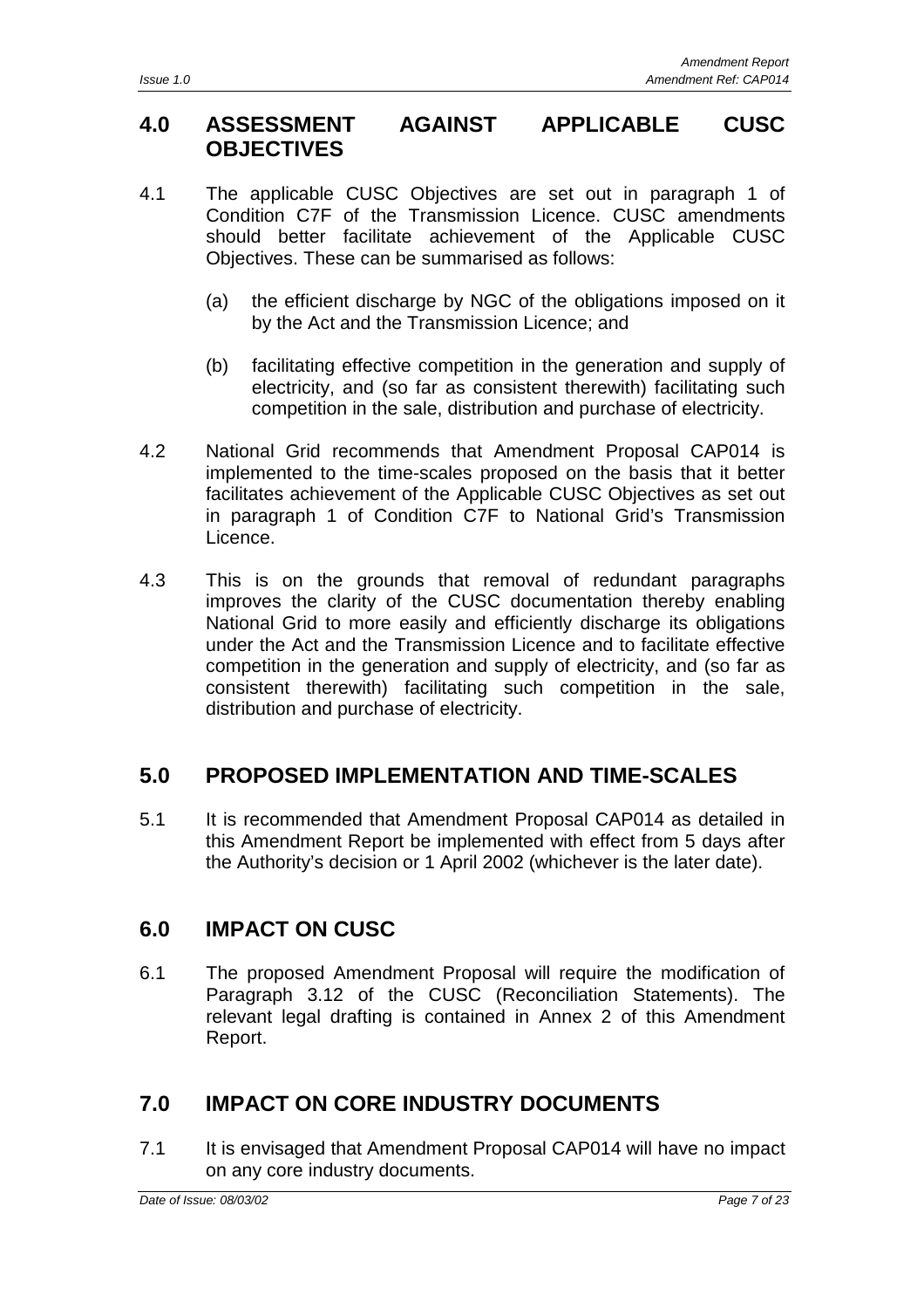## 4.0 ASSESSMENT AGAINST APPLICABLE CUSC OBJECTIVES

4.1 The applicable CUSC Objectives are set out in paragraph 1 of Condition C7F of the Transmission Licence. CUSC amendments should better facilitate achievement of the Applicable CUSC Objectives. These can be summarised as follows:

(a) the efficient discharge by NGC of the obligations imposed on it by the Act and the Transmission Licence; and

(b) facilitating effective competition in the generation and supply of electricity, and (so far as consistent therewith) facilitating such competition in the sale, distribution and purchase of electricity.

4.2 National Grid recommends that Amendment Proposal CAP014 is implemented to the time-scales proposed on the basis that it better facilitates achievement of the Applicable CUSC Objectives as set out in paragraph 1 of Condition C7F to National Grid's Transmission Licence.

4.3 This is on the grounds that removal of redundant paragraphs improves the clarity of the CUSC documentation thereby enabling National Grid to more easily and efficiently discharge its obligations under the Act and the Transmission Licence and to facilitate effective competition in the generation and supply of electricity, and (so far as consistent therewith) facilitating such competition in the sale, distribution and purchase of electricity.

## 5.0 PROPOSED IMPLEMENTATION AND TIME-SCALES

5.1 It is recommended that Amendment Proposal CAP014 as detailed in this Amendment Report be implemented with effect from 5 days after the Authority's decision or 1 April 2002 (whichever is the later date).

## 6.0 IMPACT ON CUSC

6.1 The proposed Amendment Proposal will require the modification of Paragraph 3.12 of the CUSC (Reconciliation Statements). The relevant legal drafting is contained in Annex 2 of this Amendment Report.

## 7.0 IMPACT ON CORE INDUSTRY DOCUMENTS

7.1 It is envisaged that Amendment Proposal CAP014 will have no impact on any core industry documents.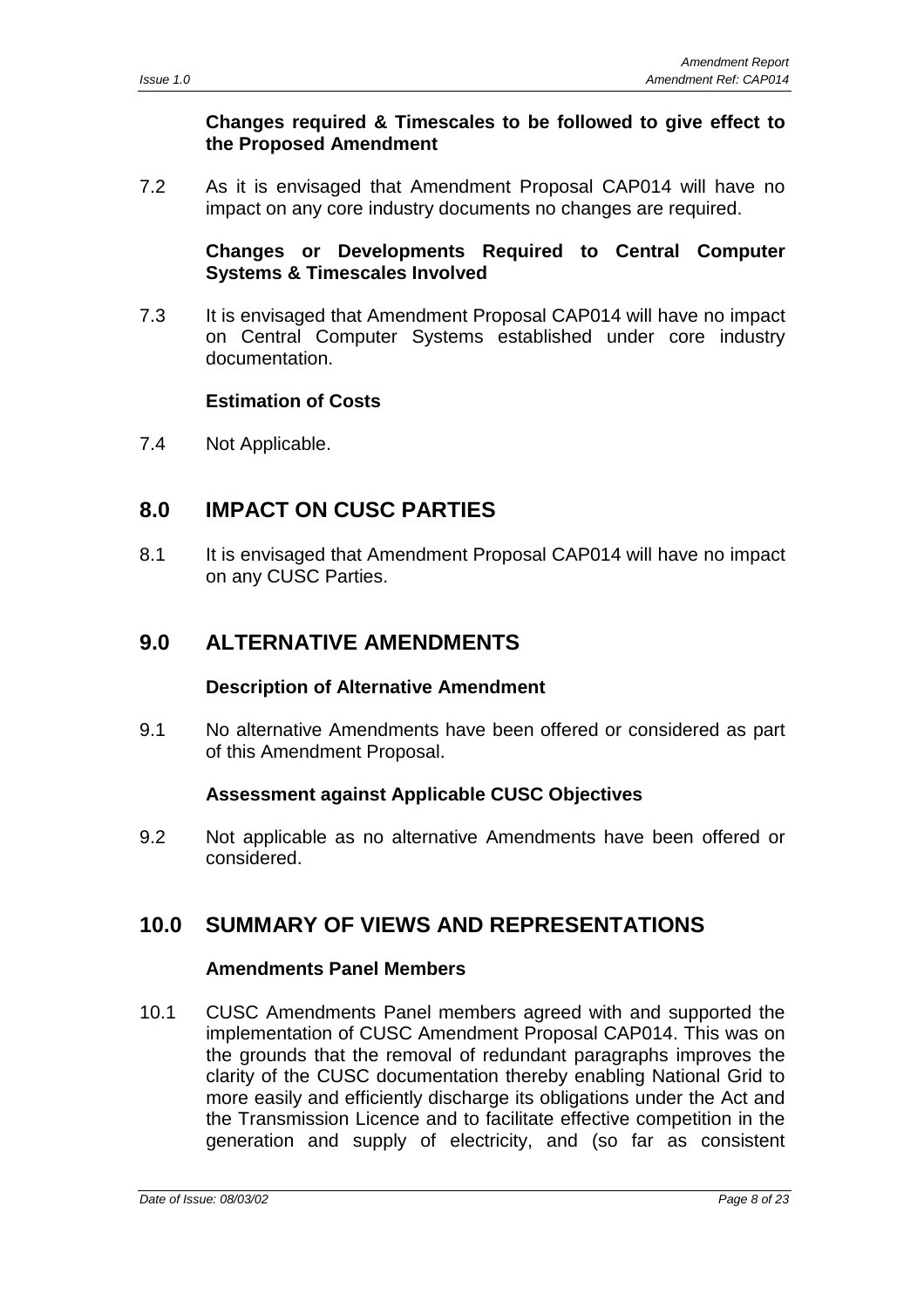**Changes required & Timescales to be followed to give effect to the Proposed Amendment**

7.2 As it is envisaged that Amendment Proposal CAP014 will have no impact on any core industry documents no changes are required.

**Changes or Developments Required to Central Computer Systems & Timescales Involved**

7.3 It is envisaged that Amendment Proposal CAP014 will have no impact on Central Computer Systems established under core industry documentation.

**Estimation of Costs**

7.4 Not Applicable.

## 8.0 IMPACT ON CUSC PARTIES

8.1 It is envisaged that Amendment Proposal CAP014 will have no impact on any CUSC Parties.

## 9.0 ALTERNATIVE AMENDMENTS

**Description of Alternative Amendment**

9.1 No alternative Amendments have been offered or considered as part of this Amendment Proposal.

**Assessment against Applicable CUSC Objectives**

9.2 Not applicable as no alternative Amendments have been offered or considered.

## 10.0 SUMMARY OF VIEWS AND REPRESENTATIONS

**Amendments Panel Members**

10.1 CUSC Amendments Panel members agreed with and supported the implementation of CUSC Amendment Proposal CAP014. This was on the grounds that the removal of redundant paragraphs improves the clarity of the CUSC documentation thereby enabling National Grid to more easily and efficiently discharge its obligations under the Act and the Transmission Licence and to facilitate effective competition in the generation and supply of electricity, and (so far as consistent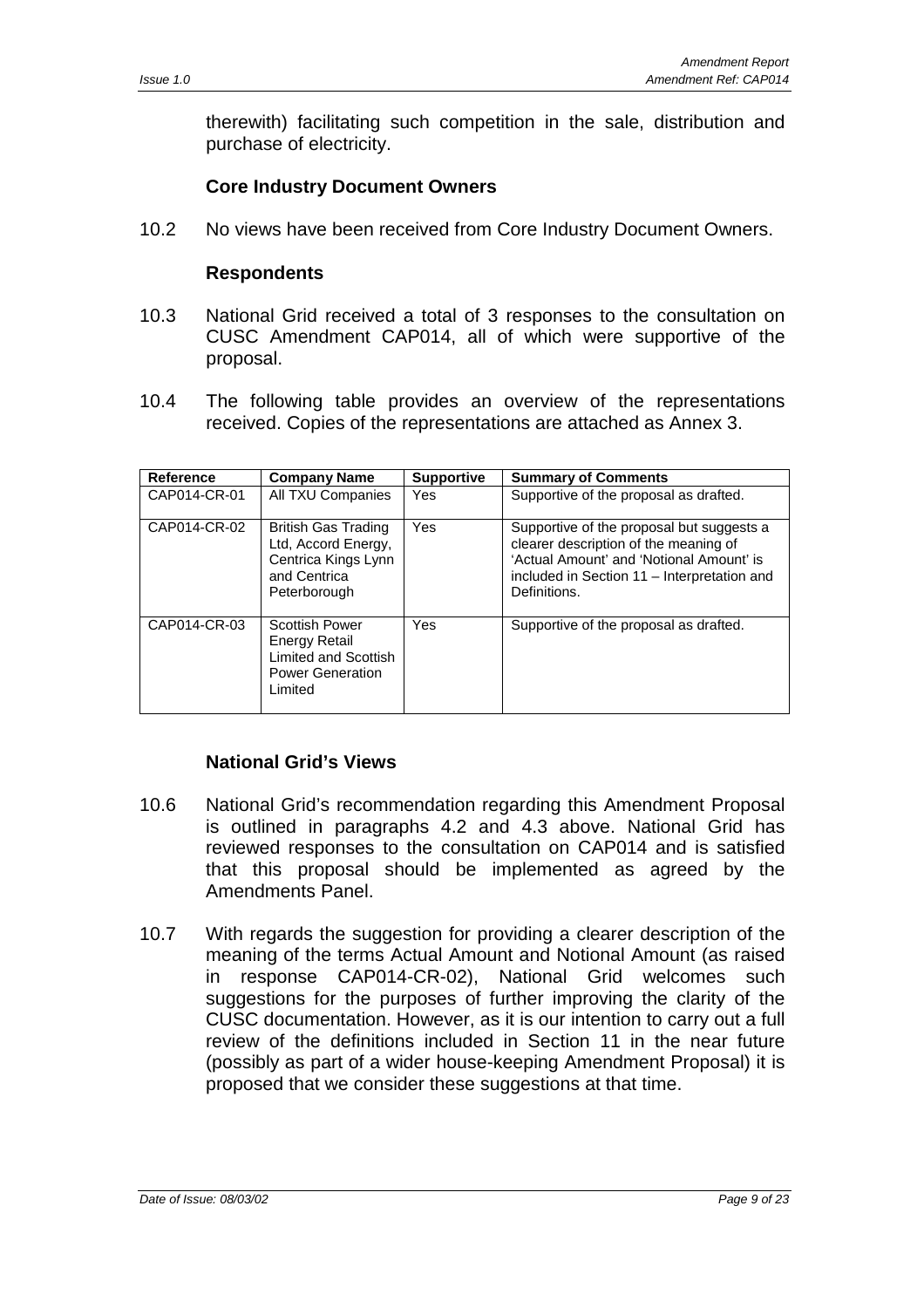therewith) facilitating such competition in the sale, distribution and purchase of electricity.

**Core Industry Document Owners**

10.2 No views have been received from Core Industry Document Owners.

**Respondents**

10.3 National Grid received a total of 3 responses to the consultation on CUSC Amendment CAP014, all of which were supportive of the proposal.

10.4 The following table provides an overview of the representations received. Copies of the representations are attached as Annex 3.

| Reference | Company Name | Supportive | Summary of Comments |
|---|---|---|---|
| CAP014-CR-01 | All TXU Companies | Yes | Supportive of the proposal as drafted. |
| CAP014-CR-02 | British Gas Trading Ltd, Accord Energy, Centrica Kings Lynn and Centrica Peterborough | Yes | Supportive of the proposal but suggests a clearer description of the meaning of 'Actual Amount' and 'Notional Amount' is included in Section 11 – Interpretation and Definitions. |
| CAP014-CR-03 | Scottish Power Energy Retail Limited and Scottish Power Generation Limited | Yes | Supportive of the proposal as drafted. |

**National Grid's Views**

10.6 National Grid's recommendation regarding this Amendment Proposal is outlined in paragraphs 4.2 and 4.3 above. National Grid has reviewed responses to the consultation on CAP014 and is satisfied that this proposal should be implemented as agreed by the Amendments Panel.

10.7 With regards the suggestion for providing a clearer description of the meaning of the terms Actual Amount and Notional Amount (as raised in response CAP014-CR-02), National Grid welcomes such suggestions for the purposes of further improving the clarity of the CUSC documentation. However, as it is our intention to carry out a full review of the definitions included in Section 11 in the near future (possibly as part of a wider house-keeping Amendment Proposal) it is proposed that we consider these suggestions at that time.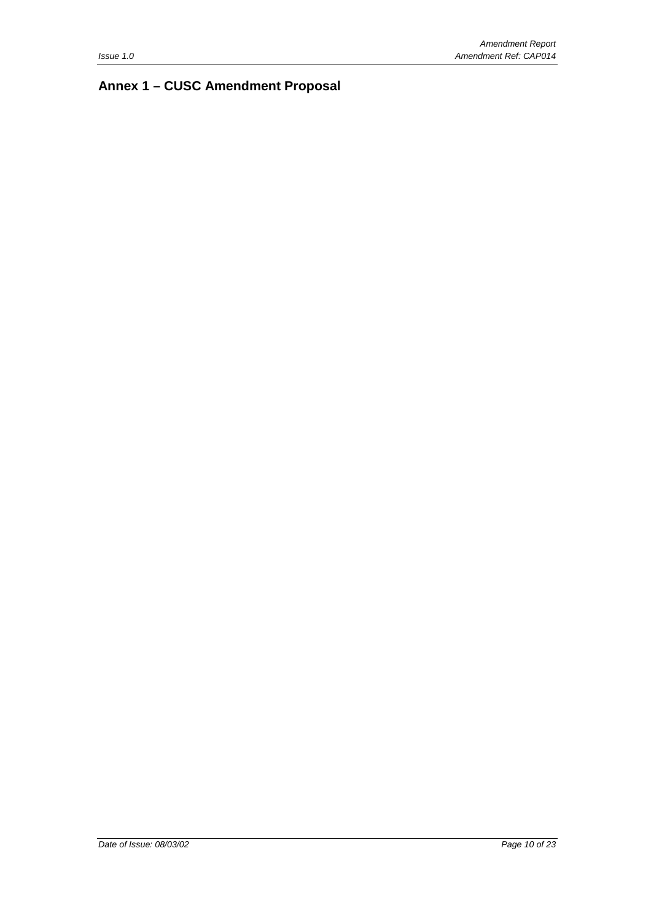## Annex 1 – CUSC Amendment Proposal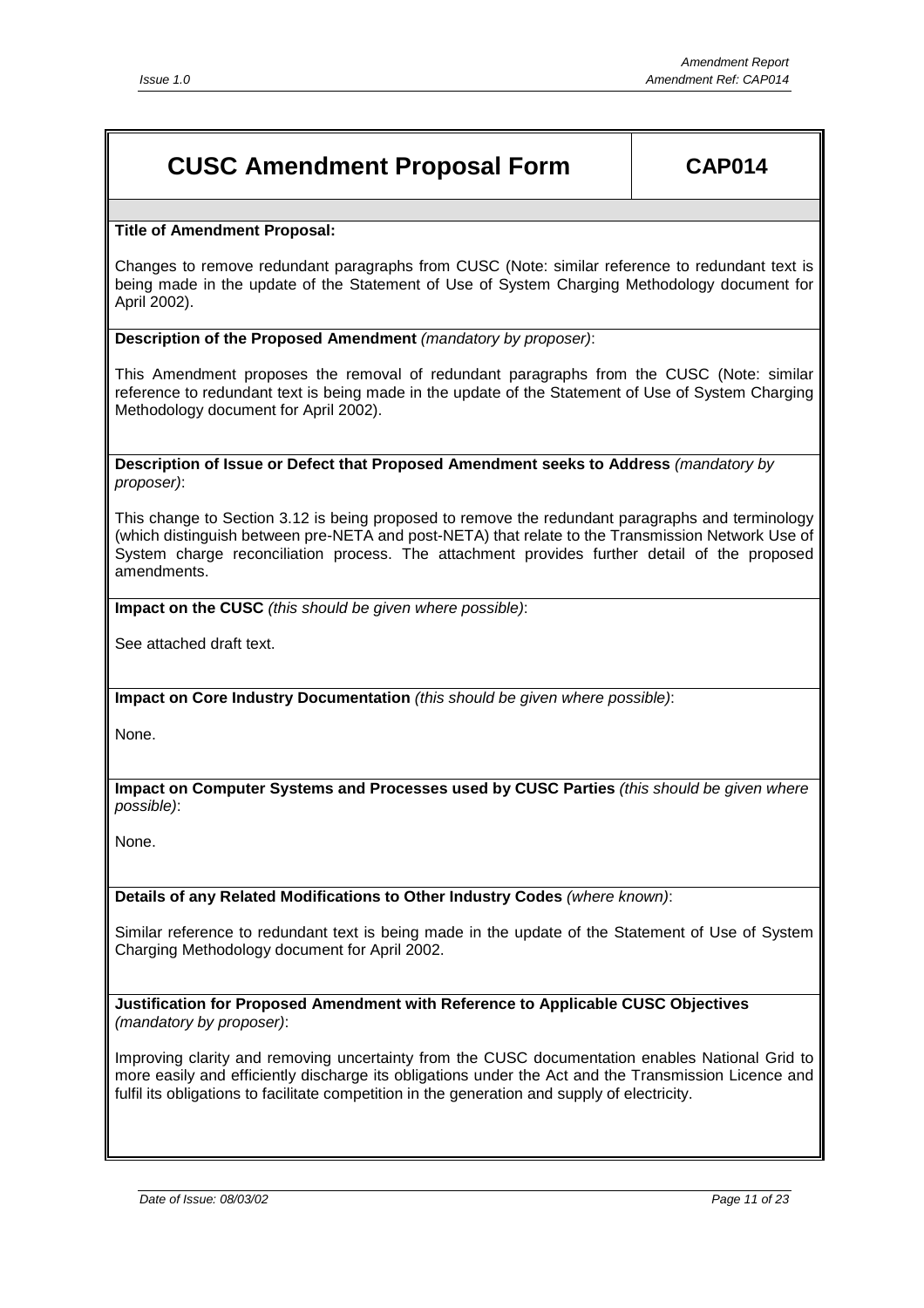# CUSC Amendment Proposal Form — CAP014

**Title of Amendment Proposal:**

Changes to remove redundant paragraphs from CUSC (Note: similar reference to redundant text is being made in the update of the Statement of Use of System Charging Methodology document for April 2002).

**Description of the Proposed Amendment** *(mandatory by proposer)*:

This Amendment proposes the removal of redundant paragraphs from the CUSC (Note: similar reference to redundant text is being made in the update of the Statement of Use of System Charging Methodology document for April 2002).

**Description of Issue or Defect that Proposed Amendment seeks to Address** *(mandatory by proposer)*:

This change to Section 3.12 is being proposed to remove the redundant paragraphs and terminology (which distinguish between pre-NETA and post-NETA) that relate to the Transmission Network Use of System charge reconciliation process. The attachment provides further detail of the proposed amendments.

**Impact on the CUSC** *(this should be given where possible)*:

See attached draft text.

**Impact on Core Industry Documentation** *(this should be given where possible)*:

None.

**Impact on Computer Systems and Processes used by CUSC Parties** *(this should be given where possible)*:

None.

**Details of any Related Modifications to Other Industry Codes** *(where known)*:

Similar reference to redundant text is being made in the update of the Statement of Use of System Charging Methodology document for April 2002.

**Justification for Proposed Amendment with Reference to Applicable CUSC Objectives** *(mandatory by proposer)*:

Improving clarity and removing uncertainty from the CUSC documentation enables National Grid to more easily and efficiently discharge its obligations under the Act and the Transmission Licence and fulfil its obligations to facilitate competition in the generation and supply of electricity.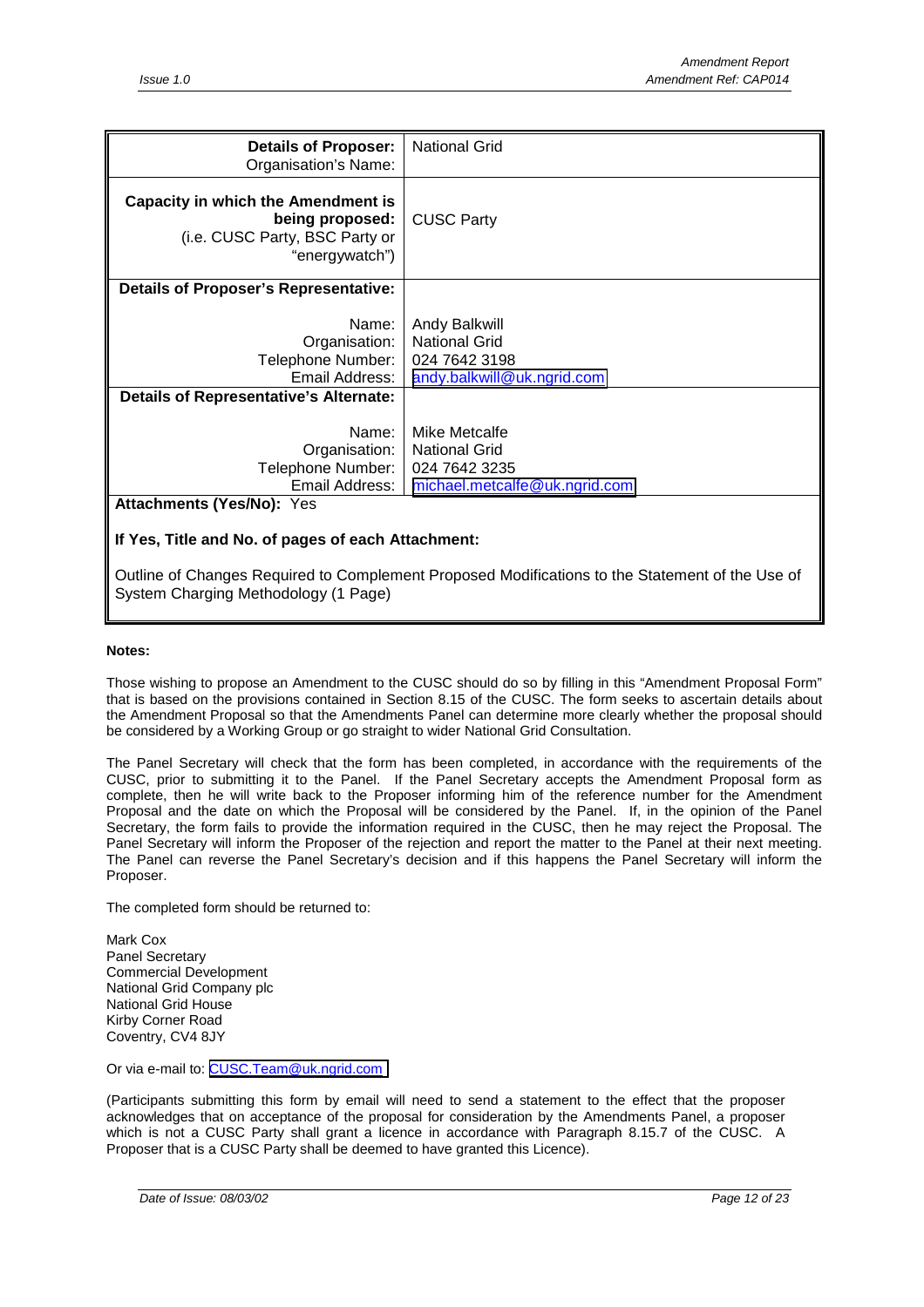| | |
|---|---|
| **Details of Proposer:** Organisation's Name: | National Grid |
| **Capacity in which the Amendment is being proposed:** (i.e. CUSC Party, BSC Party or "energywatch") | CUSC Party |
| **Details of Proposer's Representative:** | |
| Name: | Andy Balkwill |
| Organisation: | National Grid |
| Telephone Number: | 024 7642 3198 |
| Email Address: | andy.balkwill@uk.ngrid.com |
| **Details of Representative's Alternate:** | |
| Name: | Mike Metcalfe |
| Organisation: | National Grid |
| Telephone Number: | 024 7642 3235 |
| Email Address: | michael.metcalfe@uk.ngrid.com |

**Attachments (Yes/No):** Yes

**If Yes, Title and No. of pages of each Attachment:**

Outline of Changes Required to Complement Proposed Modifications to the Statement of the Use of System Charging Methodology (1 Page)

**Notes:**

Those wishing to propose an Amendment to the CUSC should do so by filling in this "Amendment Proposal Form" that is based on the provisions contained in Section 8.15 of the CUSC. The form seeks to ascertain details about the Amendment Proposal so that the Amendments Panel can determine more clearly whether the proposal should be considered by a Working Group or go straight to wider National Grid Consultation.

The Panel Secretary will check that the form has been completed, in accordance with the requirements of the CUSC, prior to submitting it to the Panel. If the Panel Secretary accepts the Amendment Proposal form as complete, then he will write back to the Proposer informing him of the reference number for the Amendment Proposal and the date on which the Proposal will be considered by the Panel. If, in the opinion of the Panel Secretary, the form fails to provide the information required in the CUSC, then he may reject the Proposal. The Panel Secretary will inform the Proposer of the rejection and report the matter to the Panel at their next meeting. The Panel can reverse the Panel Secretary's decision and if this happens the Panel Secretary will inform the Proposer.

The completed form should be returned to:

Mark Cox
Panel Secretary
Commercial Development
National Grid Company plc
National Grid House
Kirby Corner Road
Coventry, CV4 8JY

Or via e-mail to: CUSC.Team@uk.ngrid.com

(Participants submitting this form by email will need to send a statement to the effect that the proposer acknowledges that on acceptance of the proposal for consideration by the Amendments Panel, a proposer which is not a CUSC Party shall grant a licence in accordance with Paragraph 8.15.7 of the CUSC. A Proposer that is a CUSC Party shall be deemed to have granted this Licence).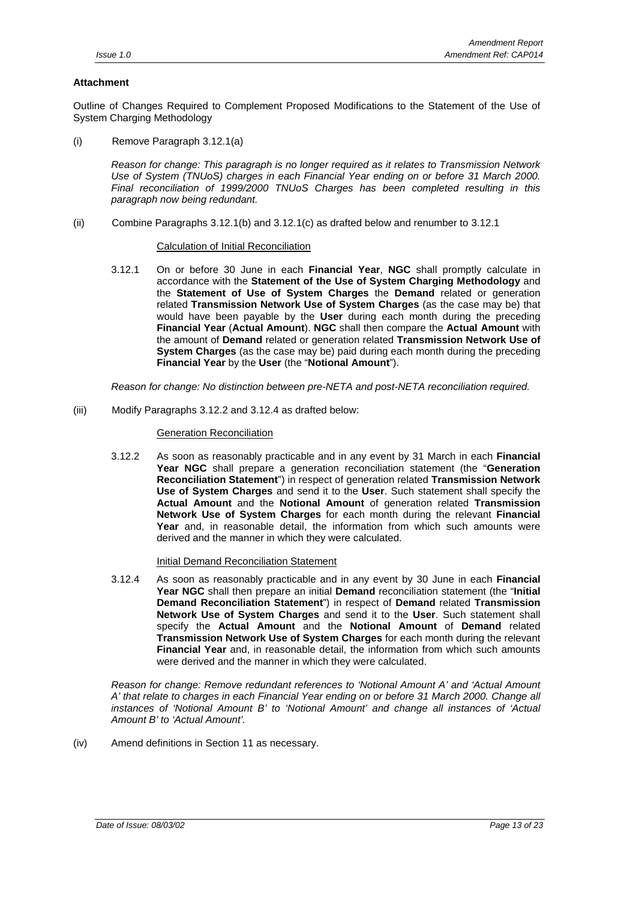**Attachment**

Outline of Changes Required to Complement Proposed Modifications to the Statement of the Use of System Charging Methodology

(i) Remove Paragraph 3.12.1(a)

*Reason for change: This paragraph is no longer required as it relates to Transmission Network Use of System (TNUoS) charges in each Financial Year ending on or before 31 March 2000. Final reconciliation of 1999/2000 TNUoS Charges has been completed resulting in this paragraph now being redundant.*

(ii) Combine Paragraphs 3.12.1(b) and 3.12.1(c) as drafted below and renumber to 3.12.1

<u>Calculation of Initial Reconciliation</u>

3.12.1 On or before 30 June in each **Financial Year**, **NGC** shall promptly calculate in accordance with the **Statement of the Use of System Charging Methodology** and the **Statement of Use of System Charges** the **Demand** related or generation related **Transmission Network Use of System Charges** (as the case may be) that would have been payable by the **User** during each month during the preceding **Financial Year** (**Actual Amount**). **NGC** shall then compare the **Actual Amount** with the amount of **Demand** related or generation related **Transmission Network Use of System Charges** (as the case may be) paid during each month during the preceding **Financial Year** by the **User** (the "**Notional Amount**").

*Reason for change: No distinction between pre-NETA and post-NETA reconciliation required.*

(iii) Modify Paragraphs 3.12.2 and 3.12.4 as drafted below:

<u>Generation Reconciliation</u>

3.12.2 As soon as reasonably practicable and in any event by 31 March in each **Financial Year NGC** shall prepare a generation reconciliation statement (the "**Generation Reconciliation Statement**") in respect of generation related **Transmission Network Use of System Charges** and send it to the **User**. Such statement shall specify the **Actual Amount** and the **Notional Amount** of generation related **Transmission Network Use of System Charges** for each month during the relevant **Financial Year** and, in reasonable detail, the information from which such amounts were derived and the manner in which they were calculated.

<u>Initial Demand Reconciliation Statement</u>

3.12.4 As soon as reasonably practicable and in any event by 30 June in each **Financial Year NGC** shall then prepare an initial **Demand** reconciliation statement (the "**Initial Demand Reconciliation Statement**") in respect of **Demand** related **Transmission Network Use of System Charges** and send it to the **User**. Such statement shall specify the **Actual Amount** and the **Notional Amount** of **Demand** related **Transmission Network Use of System Charges** for each month during the relevant **Financial Year** and, in reasonable detail, the information from which such amounts were derived and the manner in which they were calculated.

*Reason for change: Remove redundant references to 'Notional Amount A' and 'Actual Amount A' that relate to charges in each Financial Year ending on or before 31 March 2000. Change all instances of 'Notional Amount B' to 'Notional Amount' and change all instances of 'Actual Amount B' to 'Actual Amount'.*

(iv) Amend definitions in Section 11 as necessary.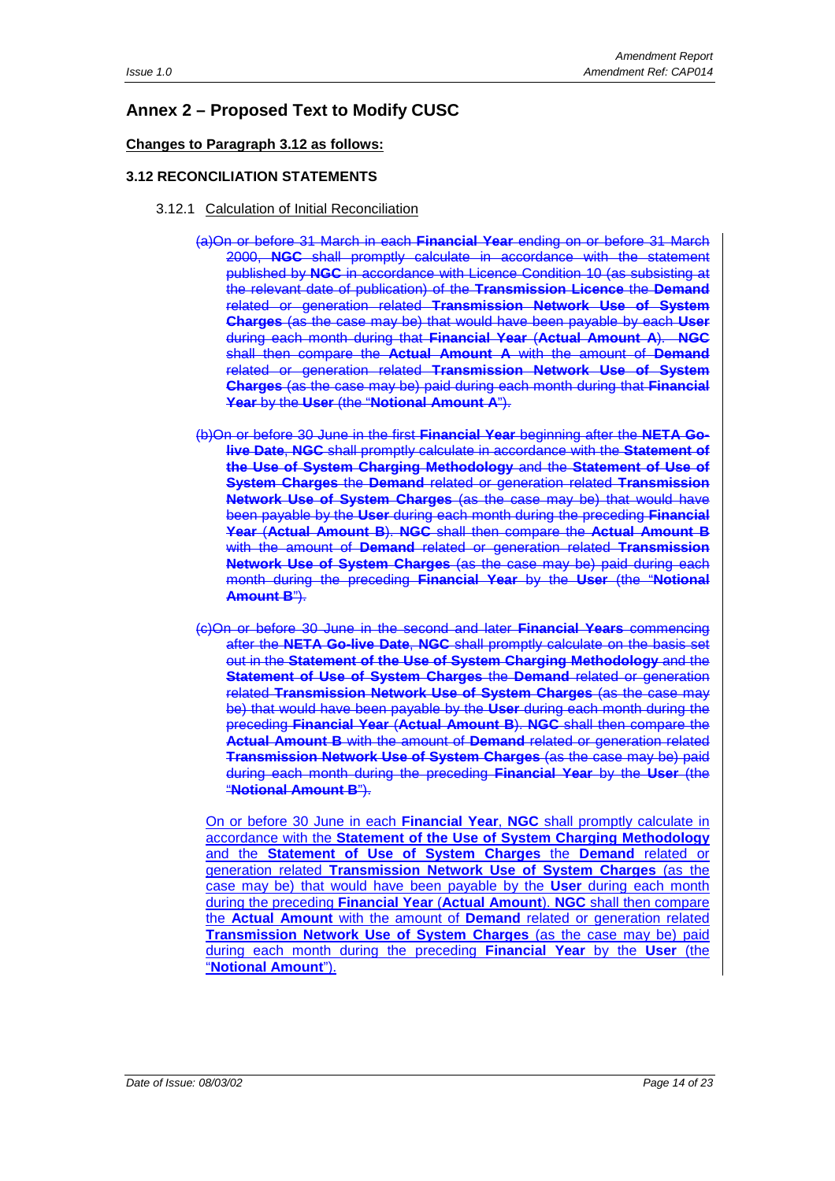## Annex 2 – Proposed Text to Modify CUSC

**Changes to Paragraph 3.12 as follows:**

### 3.12 RECONCILIATION STATEMENTS

3.12.1 Calculation of Initial Reconciliation

~~(a)On or before 31 March in each **Financial Year** ending on or before 31 March 2000, **NGC** shall promptly calculate in accordance with the statement published by **NGC** in accordance with Licence Condition 10 (as subsisting at the relevant date of publication) of the **Transmission Licence** the **Demand** related or generation related **Transmission Network Use of System Charges** (as the case may be) that would have been payable by each **User** during each month during that **Financial Year** (**Actual Amount A**). **NGC** shall then compare the **Actual Amount A** with the amount of **Demand** related or generation related **Transmission Network Use of System Charges** (as the case may be) paid during each month during that **Financial Year** by the **User** (the "**Notional Amount A**").~~

~~(b)On or before 30 June in the first **Financial Year** beginning after the **NETA Go-live Date**, **NGC** shall promptly calculate in accordance with the **Statement of the Use of System Charging Methodology** and the **Statement of Use of System Charges** the **Demand** related or generation related **Transmission Network Use of System Charges** (as the case may be) that would have been payable by the **User** during each month during the preceding **Financial Year** (**Actual Amount B**). **NGC** shall then compare the **Actual Amount B** with the amount of **Demand** related or generation related **Transmission Network Use of System Charges** (as the case may be) paid during each month during the preceding **Financial Year** by the **User** (the "**Notional Amount B**").~~

~~(c)On or before 30 June in the second and later **Financial Years** commencing after the **NETA Go-live Date**, **NGC** shall promptly calculate on the basis set out in the **Statement of the Use of System Charging Methodology** and the **Statement of Use of System Charges** the **Demand** related or generation related **Transmission Network Use of System Charges** (as the case may be) that would have been payable by the **User** during each month during the preceding **Financial Year** (**Actual Amount B**). **NGC** shall then compare the **Actual Amount B** with the amount of **Demand** related or generation related **Transmission Network Use of System Charges** (as the case may be) paid during each month during the preceding **Financial Year** by the **User** (the "**Notional Amount B**").~~

On or before 30 June in each **Financial Year**, **NGC** shall promptly calculate in accordance with the **Statement of the Use of System Charging Methodology** and the **Statement of Use of System Charges** the **Demand** related or generation related **Transmission Network Use of System Charges** (as the case may be) that would have been payable by the **User** during each month during the preceding **Financial Year** (**Actual Amount**). **NGC** shall then compare the **Actual Amount** with the amount of **Demand** related or generation related **Transmission Network Use of System Charges** (as the case may be) paid during each month during the preceding **Financial Year** by the **User** (the "**Notional Amount**").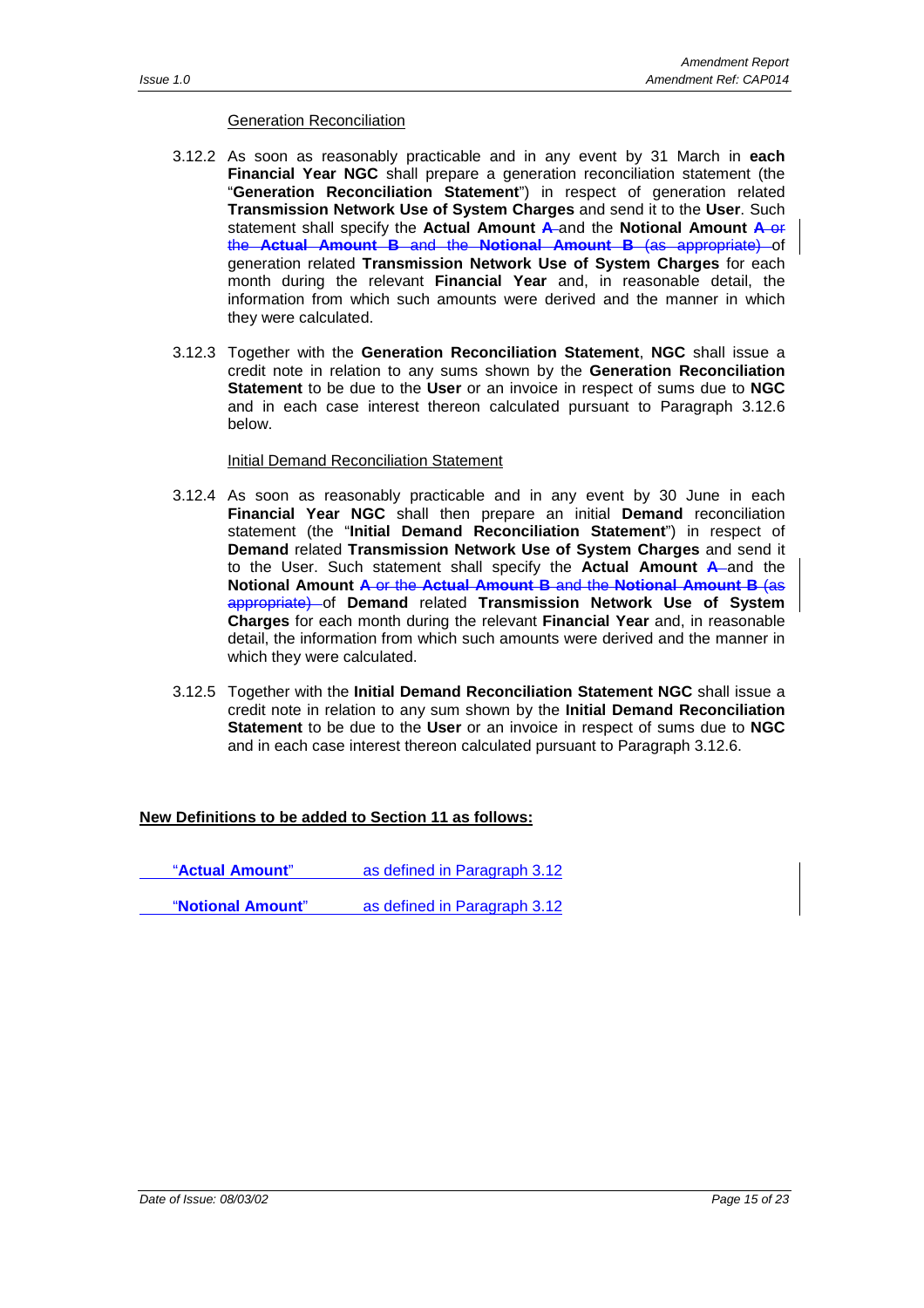Generation Reconciliation

3.12.2 As soon as reasonably practicable and in any event by 31 March in **each Financial Year NGC** shall prepare a generation reconciliation statement (the "**Generation Reconciliation Statement**") in respect of generation related **Transmission Network Use of System Charges** and send it to the **User**. Such statement shall specify the **Actual Amount** ~~**A**~~ and the **Notional Amount** ~~**A** or the **Actual Amount B** and the **Notional Amount B** (as appropriate)~~ of generation related **Transmission Network Use of System Charges** for each month during the relevant **Financial Year** and, in reasonable detail, the information from which such amounts were derived and the manner in which they were calculated.

3.12.3 Together with the **Generation Reconciliation Statement**, **NGC** shall issue a credit note in relation to any sums shown by the **Generation Reconciliation Statement** to be due to the **User** or an invoice in respect of sums due to **NGC** and in each case interest thereon calculated pursuant to Paragraph 3.12.6 below.

Initial Demand Reconciliation Statement

3.12.4 As soon as reasonably practicable and in any event by 30 June in each **Financial Year NGC** shall then prepare an initial **Demand** reconciliation statement (the "**Initial Demand Reconciliation Statement**") in respect of **Demand** related **Transmission Network Use of System Charges** and send it to the User. Such statement shall specify the **Actual Amount** ~~**A**~~ and the **Notional Amount** ~~**A** or the **Actual Amount B** and the **Notional Amount B** (as appropriate)~~ of **Demand** related **Transmission Network Use of System Charges** for each month during the relevant **Financial Year** and, in reasonable detail, the information from which such amounts were derived and the manner in which they were calculated.

3.12.5 Together with the **Initial Demand Reconciliation Statement NGC** shall issue a credit note in relation to any sum shown by the **Initial Demand Reconciliation Statement** to be due to the **User** or an invoice in respect of sums due to **NGC** and in each case interest thereon calculated pursuant to Paragraph 3.12.6.

**New Definitions to be added to Section 11 as follows:**

"**Actual Amount**" as defined in Paragraph 3.12

"**Notional Amount**" as defined in Paragraph 3.12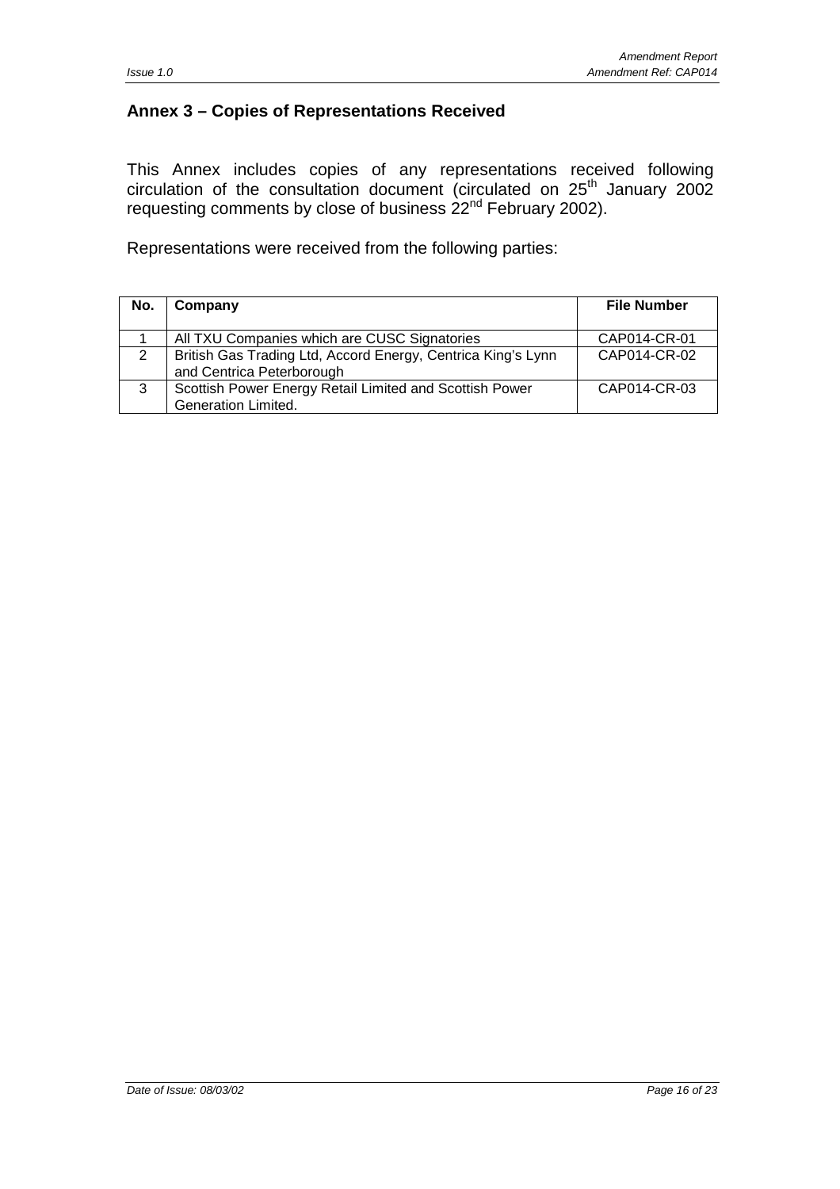## Annex 3 – Copies of Representations Received

This Annex includes copies of any representations received following circulation of the consultation document (circulated on 25th January 2002 requesting comments by close of business 22nd February 2002).

Representations were received from the following parties:

| No. | Company | File Number |
|---|---|---|
| 1 | All TXU Companies which are CUSC Signatories | CAP014-CR-01 |
| 2 | British Gas Trading Ltd, Accord Energy, Centrica King's Lynn and Centrica Peterborough | CAP014-CR-02 |
| 3 | Scottish Power Energy Retail Limited and Scottish Power Generation Limited. | CAP014-CR-03 |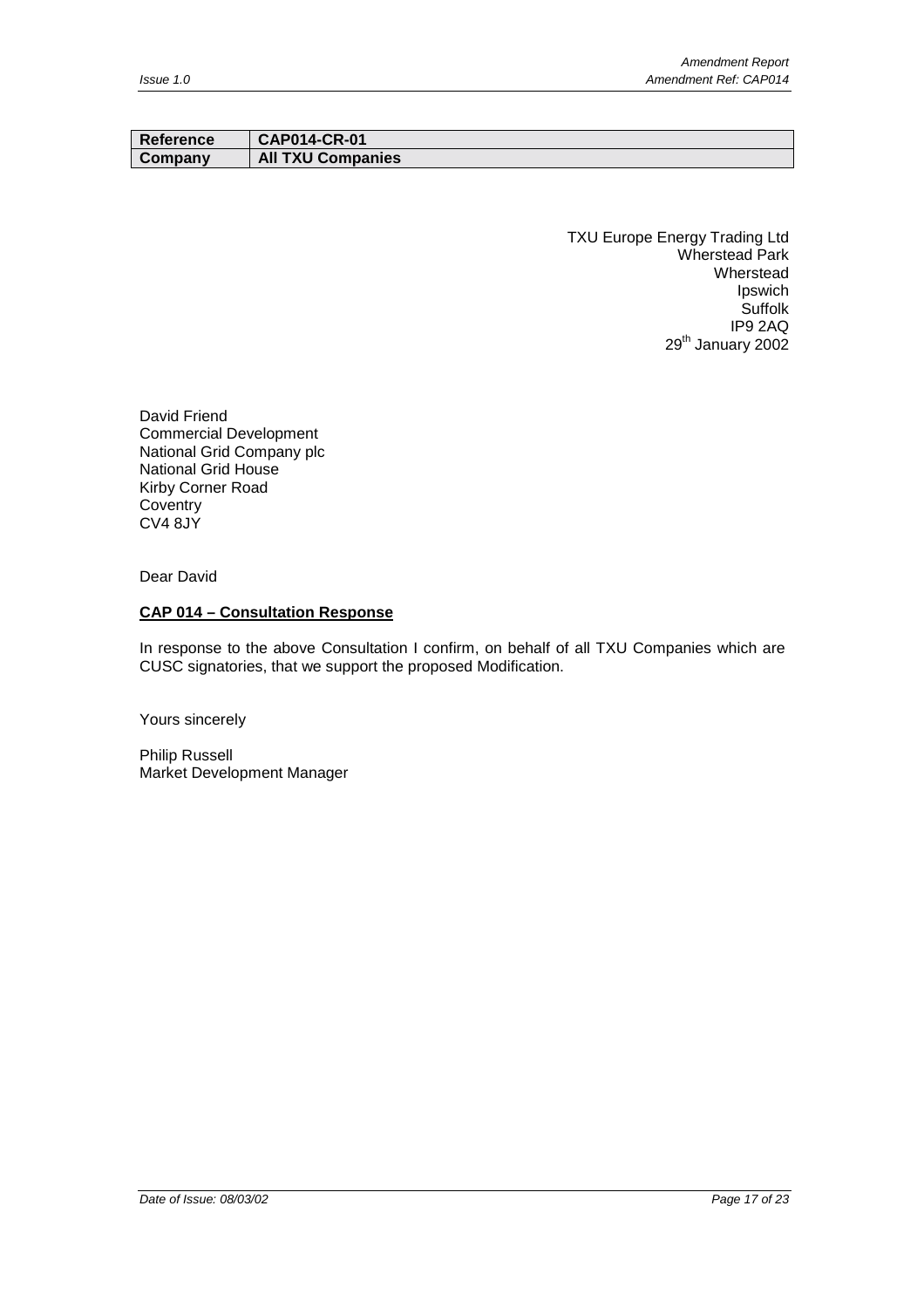| Reference | CAP014-CR-01 |
|---|---|
| Company | All TXU Companies |

TXU Europe Energy Trading Ltd
Wherstead Park
Wherstead
Ipswich
Suffolk
IP9 2AQ
29th January 2002

David Friend
Commercial Development
National Grid Company plc
National Grid House
Kirby Corner Road
Coventry
CV4 8JY

Dear David

**CAP 014 – Consultation Response**

In response to the above Consultation I confirm, on behalf of all TXU Companies which are CUSC signatories, that we support the proposed Modification.

Yours sincerely

Philip Russell
Market Development Manager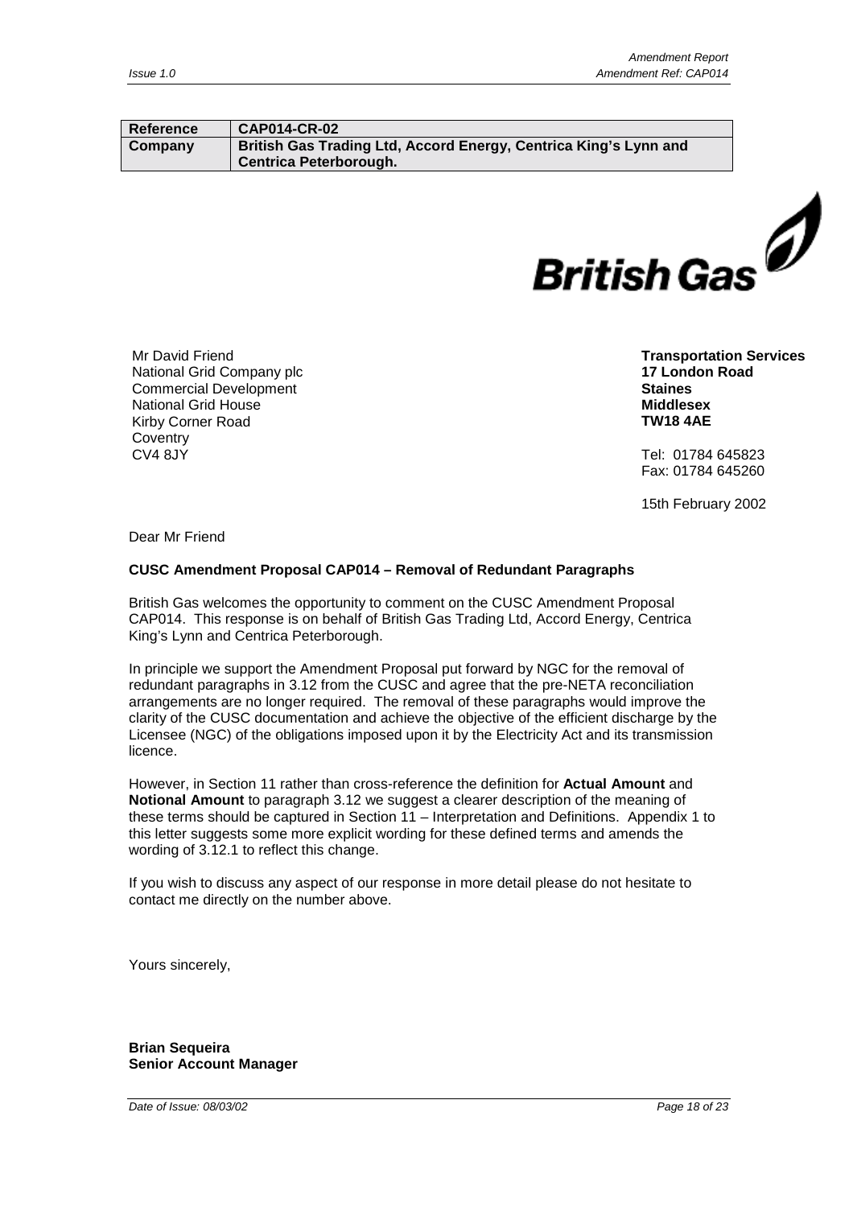| Reference | CAP014-CR-02 |
| --- | --- |
| Company | British Gas Trading Ltd, Accord Energy, Centrica King's Lynn and Centrica Peterborough. |

British Gas

Mr David Friend
National Grid Company plc
Commercial Development
National Grid House
Kirby Corner Road
Coventry
CV4 8JY

**Transportation Services**
**17 London Road**
**Staines**
**Middlesex**
**TW18 4AE**

Tel: 01784 645823
Fax: 01784 645260

15th February 2002

Dear Mr Friend

**CUSC Amendment Proposal CAP014 – Removal of Redundant Paragraphs**

British Gas welcomes the opportunity to comment on the CUSC Amendment Proposal CAP014. This response is on behalf of British Gas Trading Ltd, Accord Energy, Centrica King's Lynn and Centrica Peterborough.

In principle we support the Amendment Proposal put forward by NGC for the removal of redundant paragraphs in 3.12 from the CUSC and agree that the pre-NETA reconciliation arrangements are no longer required. The removal of these paragraphs would improve the clarity of the CUSC documentation and achieve the objective of the efficient discharge by the Licensee (NGC) of the obligations imposed upon it by the Electricity Act and its transmission licence.

However, in Section 11 rather than cross-reference the definition for **Actual Amount** and **Notional Amount** to paragraph 3.12 we suggest a clearer description of the meaning of these terms should be captured in Section 11 – Interpretation and Definitions. Appendix 1 to this letter suggests some more explicit wording for these defined terms and amends the wording of 3.12.1 to reflect this change.

If you wish to discuss any aspect of our response in more detail please do not hesitate to contact me directly on the number above.

Yours sincerely,

**Brian Sequeira**
**Senior Account Manager**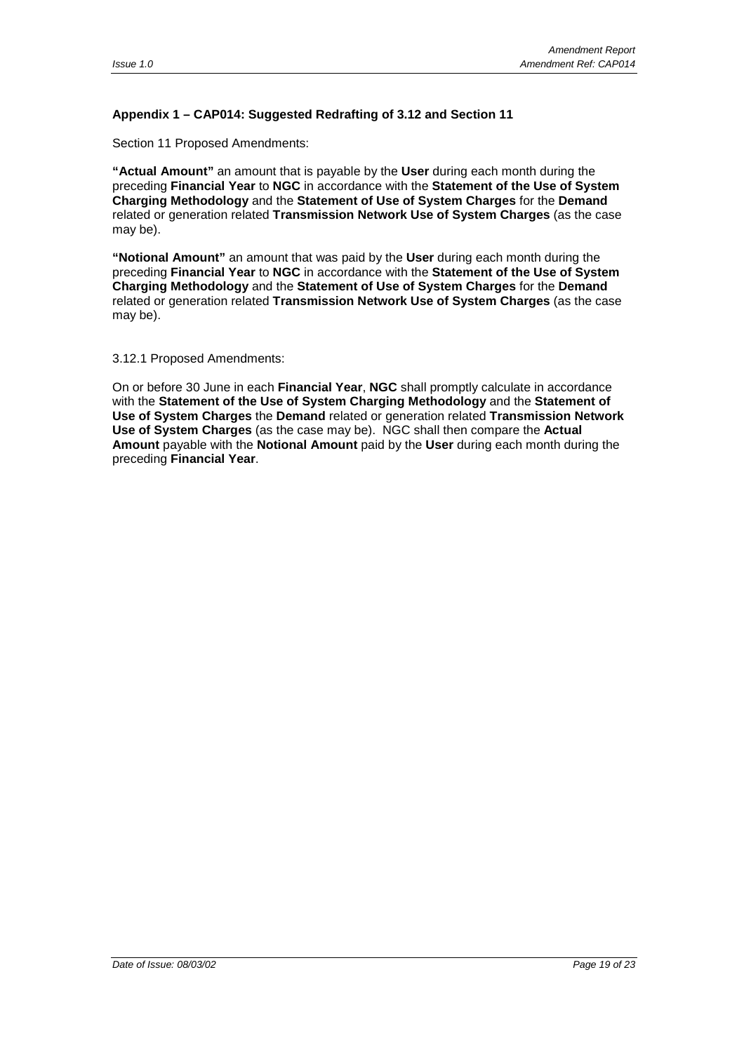**Appendix 1 – CAP014: Suggested Redrafting of 3.12 and Section 11**

Section 11 Proposed Amendments:

**"Actual Amount"** an amount that is payable by the **User** during each month during the preceding **Financial Year** to **NGC** in accordance with the **Statement of the Use of System Charging Methodology** and the **Statement of Use of System Charges** for the **Demand** related or generation related **Transmission Network Use of System Charges** (as the case may be).

**"Notional Amount"** an amount that was paid by the **User** during each month during the preceding **Financial Year** to **NGC** in accordance with the **Statement of the Use of System Charging Methodology** and the **Statement of Use of System Charges** for the **Demand** related or generation related **Transmission Network Use of System Charges** (as the case may be).

3.12.1 Proposed Amendments:

On or before 30 June in each **Financial Year**, **NGC** shall promptly calculate in accordance with the **Statement of the Use of System Charging Methodology** and the **Statement of Use of System Charges** the **Demand** related or generation related **Transmission Network Use of System Charges** (as the case may be). NGC shall then compare the **Actual Amount** payable with the **Notional Amount** paid by the **User** during each month during the preceding **Financial Year**.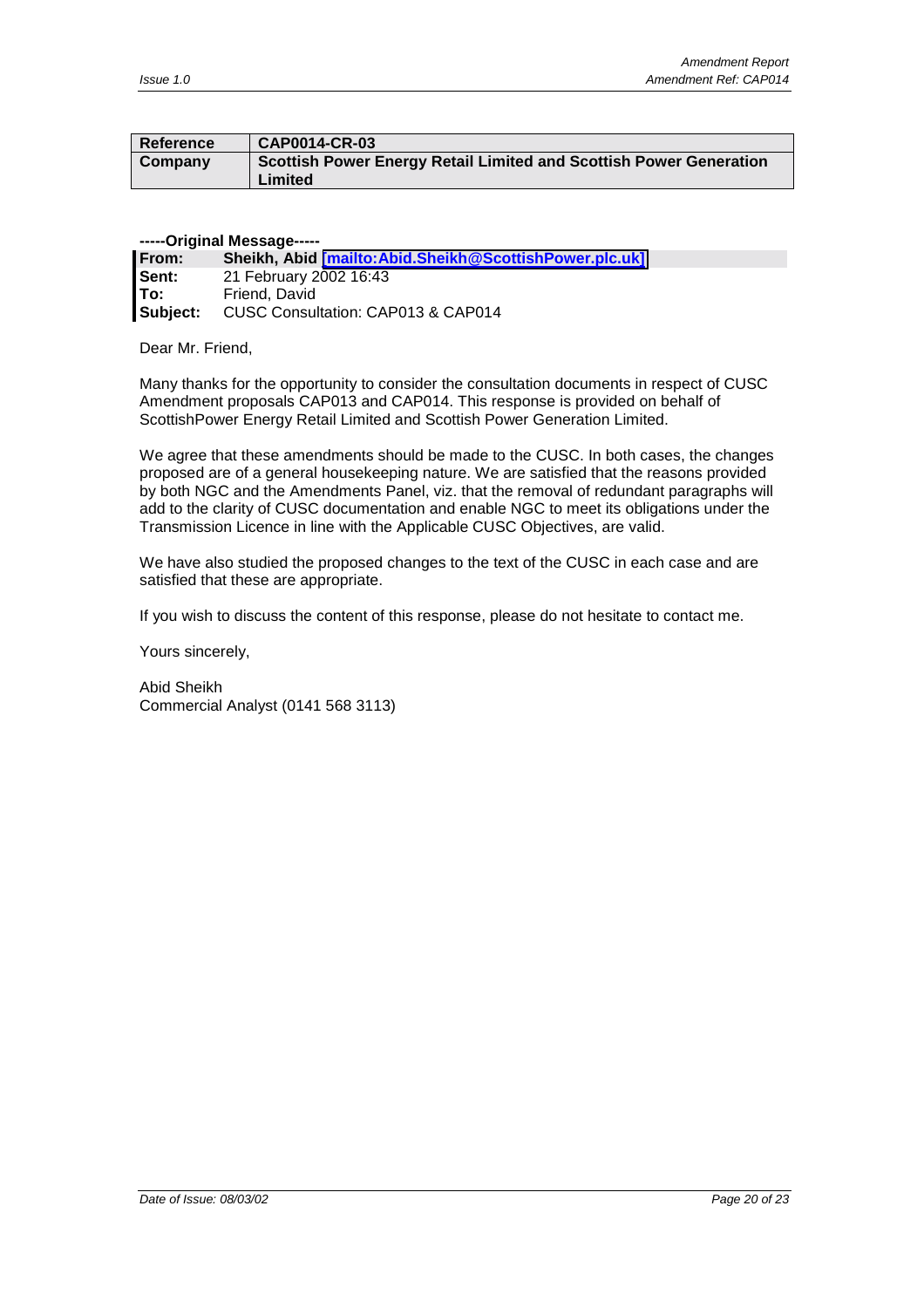| **Reference** | **CAP0014-CR-03** |
| --- | --- |
| **Company** | **Scottish Power Energy Retail Limited and Scottish Power Generation Limited** |

**-----Original Message-----**
**From:** **Sheikh, Abid [mailto:Abid.Sheikh@ScottishPower.plc.uk]**
**Sent:** 21 February 2002 16:43
**To:** Friend, David
**Subject:** CUSC Consultation: CAP013 & CAP014

Dear Mr. Friend,

Many thanks for the opportunity to consider the consultation documents in respect of CUSC Amendment proposals CAP013 and CAP014. This response is provided on behalf of ScottishPower Energy Retail Limited and Scottish Power Generation Limited.

We agree that these amendments should be made to the CUSC. In both cases, the changes proposed are of a general housekeeping nature. We are satisfied that the reasons provided by both NGC and the Amendments Panel, viz. that the removal of redundant paragraphs will add to the clarity of CUSC documentation and enable NGC to meet its obligations under the Transmission Licence in line with the Applicable CUSC Objectives, are valid.

We have also studied the proposed changes to the text of the CUSC in each case and are satisfied that these are appropriate.

If you wish to discuss the content of this response, please do not hesitate to contact me.

Yours sincerely,

Abid Sheikh
Commercial Analyst (0141 568 3113)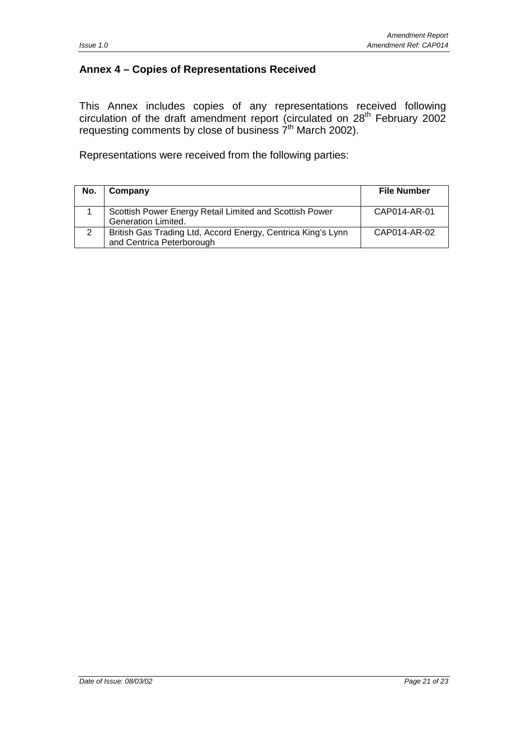## Annex 4 – Copies of Representations Received

This Annex includes copies of any representations received following circulation of the draft amendment report (circulated on 28th February 2002 requesting comments by close of business 7th March 2002).

Representations were received from the following parties:

| No. | Company | File Number |
|---|---|---|
| 1 | Scottish Power Energy Retail Limited and Scottish Power Generation Limited. | CAP014-AR-01 |
| 2 | British Gas Trading Ltd, Accord Energy, Centrica King's Lynn and Centrica Peterborough | CAP014-AR-02 |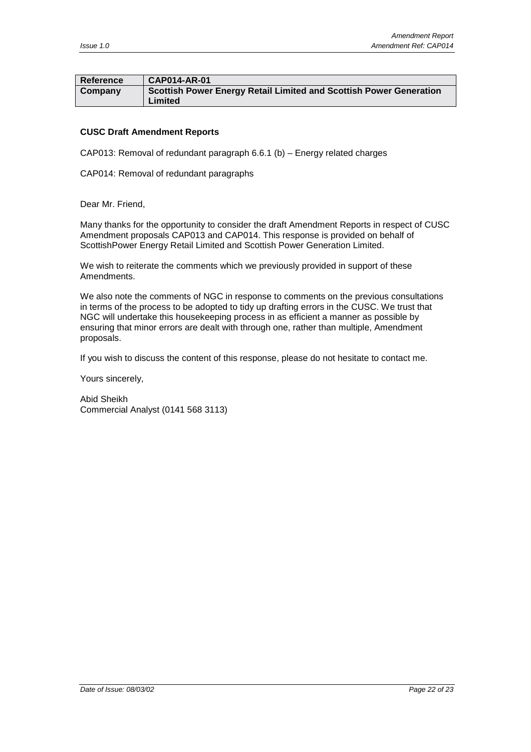| Reference | CAP014-AR-01 |
| --- | --- |
| Company | Scottish Power Energy Retail Limited and Scottish Power Generation Limited |

**CUSC Draft Amendment Reports**

CAP013: Removal of redundant paragraph 6.6.1 (b) – Energy related charges

CAP014: Removal of redundant paragraphs

Dear Mr. Friend,

Many thanks for the opportunity to consider the draft Amendment Reports in respect of CUSC Amendment proposals CAP013 and CAP014. This response is provided on behalf of ScottishPower Energy Retail Limited and Scottish Power Generation Limited.

We wish to reiterate the comments which we previously provided in support of these Amendments.

We also note the comments of NGC in response to comments on the previous consultations in terms of the process to be adopted to tidy up drafting errors in the CUSC. We trust that NGC will undertake this housekeeping process in as efficient a manner as possible by ensuring that minor errors are dealt with through one, rather than multiple, Amendment proposals.

If you wish to discuss the content of this response, please do not hesitate to contact me.

Yours sincerely,

Abid Sheikh
Commercial Analyst (0141 568 3113)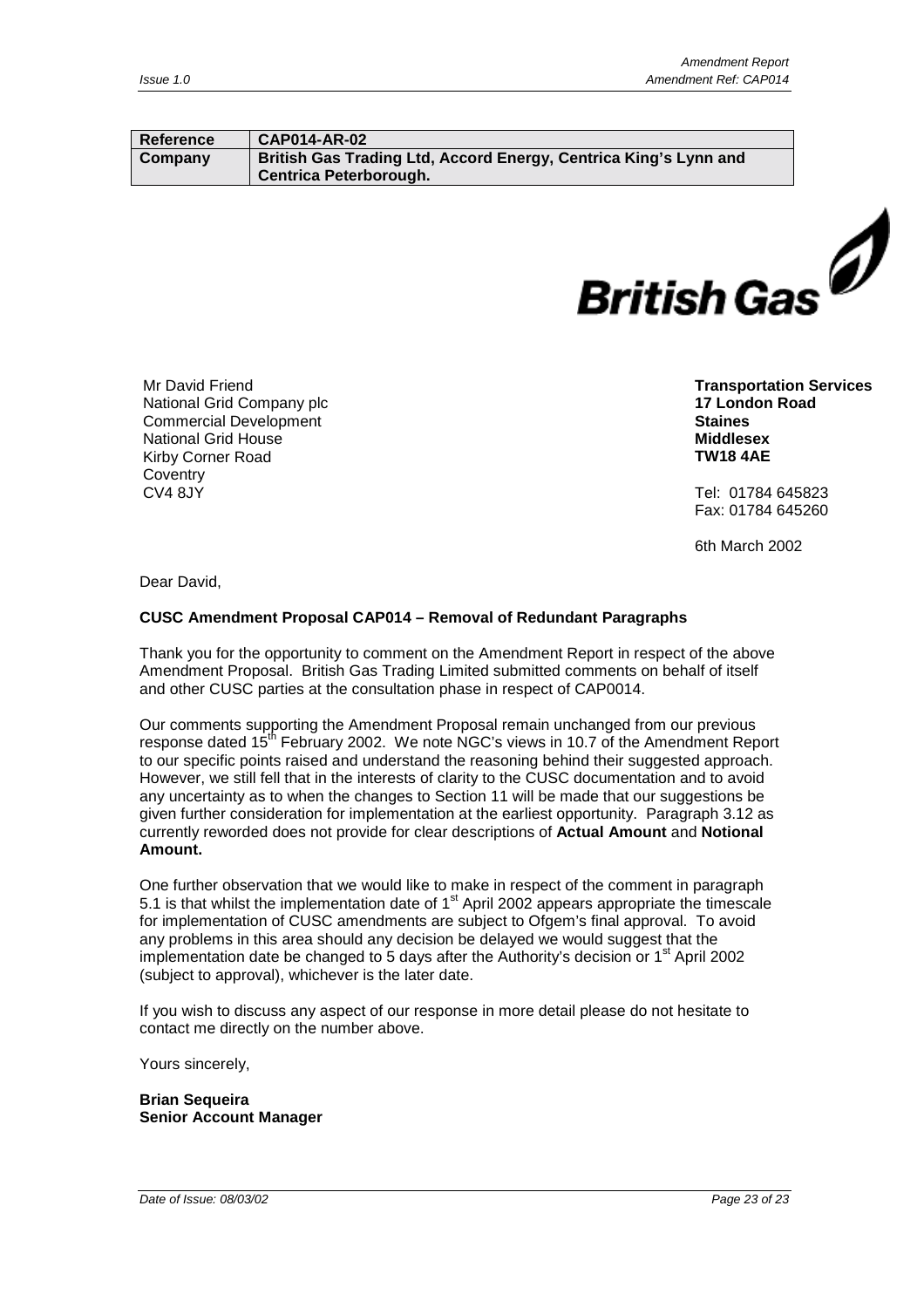| Reference | CAP014-AR-02 |
| --- | --- |
| Company | British Gas Trading Ltd, Accord Energy, Centrica King's Lynn and Centrica Peterborough. |

British Gas

Mr David Friend
National Grid Company plc
Commercial Development
National Grid House
Kirby Corner Road
Coventry
CV4 8JY

**Transportation Services**
**17 London Road**
**Staines**
**Middlesex**
**TW18 4AE**

Tel: 01784 645823
Fax: 01784 645260

6th March 2002

Dear David,

**CUSC Amendment Proposal CAP014 – Removal of Redundant Paragraphs**

Thank you for the opportunity to comment on the Amendment Report in respect of the above Amendment Proposal. British Gas Trading Limited submitted comments on behalf of itself and other CUSC parties at the consultation phase in respect of CAP0014.

Our comments supporting the Amendment Proposal remain unchanged from our previous response dated 15th February 2002. We note NGC's views in 10.7 of the Amendment Report to our specific points raised and understand the reasoning behind their suggested approach. However, we still fell that in the interests of clarity to the CUSC documentation and to avoid any uncertainty as to when the changes to Section 11 will be made that our suggestions be given further consideration for implementation at the earliest opportunity. Paragraph 3.12 as currently reworded does not provide for clear descriptions of **Actual Amount** and **Notional Amount.**

One further observation that we would like to make in respect of the comment in paragraph 5.1 is that whilst the implementation date of 1st April 2002 appears appropriate the timescale for implementation of CUSC amendments are subject to Ofgem's final approval. To avoid any problems in this area should any decision be delayed we would suggest that the implementation date be changed to 5 days after the Authority's decision or 1st April 2002 (subject to approval), whichever is the later date.

If you wish to discuss any aspect of our response in more detail please do not hesitate to contact me directly on the number above.

Yours sincerely,

**Brian Sequeira**
**Senior Account Manager**